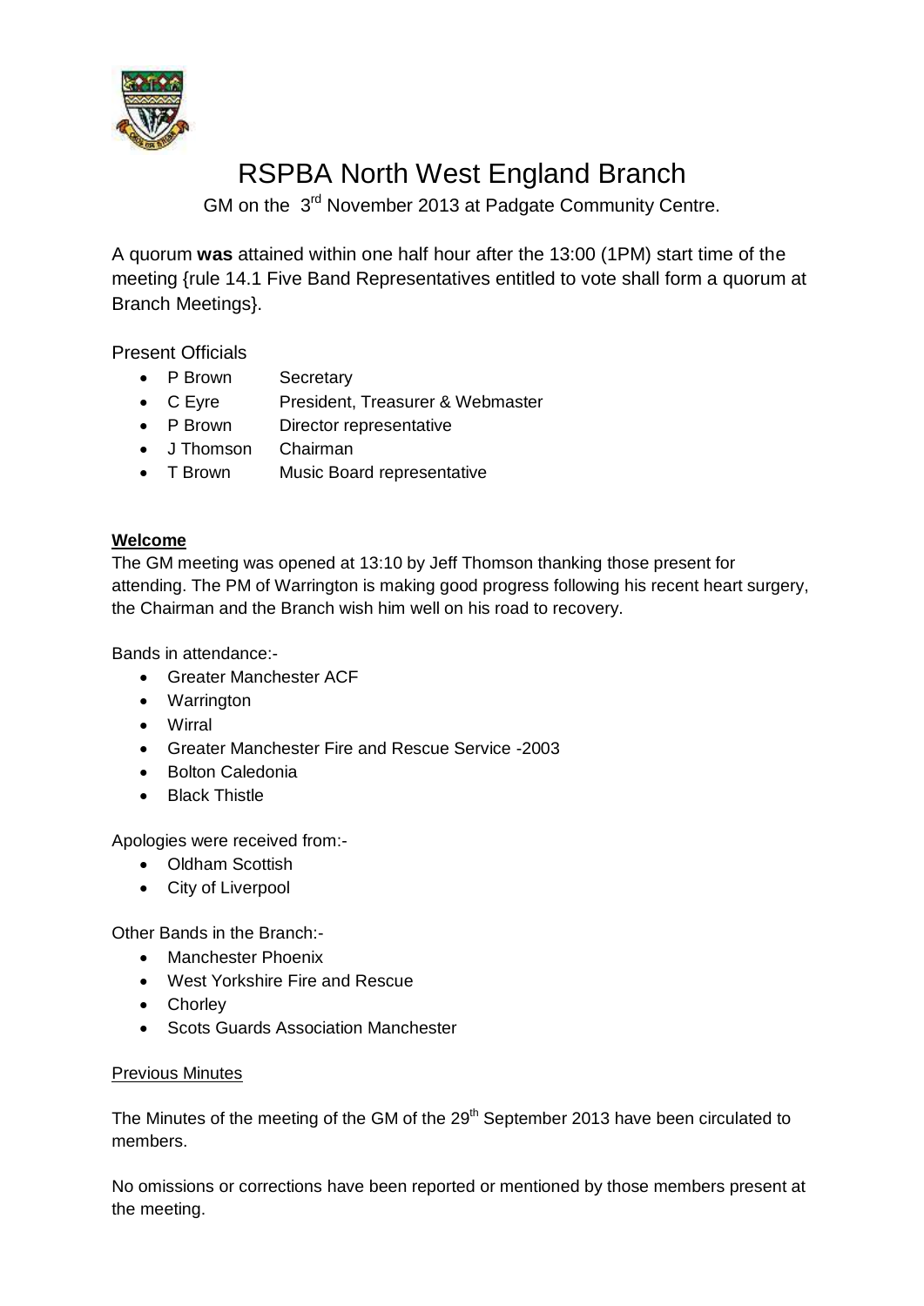# RSPBA North West England Branch

GM on the 3rd November 2013 at Padgate Community Centre.

A quorum **was** attained within one half hour after the 13:00 (1PM) start time of the meeting {rule 14.1 Five Band Representatives entitled to vote shall form a quorum at Branch Meetings}.

Present Officials

- P Brown Secretary
- C Eyre President, Treasurer & Webmaster
- P Brown Director representative
- J Thomson Chairman
- T Brown Music Board representative

**Welcome**

The GM meeting was opened at 13:10 by Jeff Thomson thanking those present for attending. The PM of Warrington is making good progress following his recent heart surgery, the Chairman and the Branch wish him well on his road to recovery.

Bands in attendance:-

- Greater Manchester ACF
- Warrington
- Wirral
- Greater Manchester Fire and Rescue Service -2003
- Bolton Caledonia
- Black Thistle

Apologies were received from:-

- Oldham Scottish
- City of Liverpool

Other Bands in the Branch:-

- Manchester Phoenix
- West Yorkshire Fire and Rescue
- Chorley
- Scots Guards Association Manchester

Previous Minutes

The Minutes of the meeting of the GM of the 29th September 2013 have been circulated to members.

No omissions or corrections have been reported or mentioned by those members present at the meeting.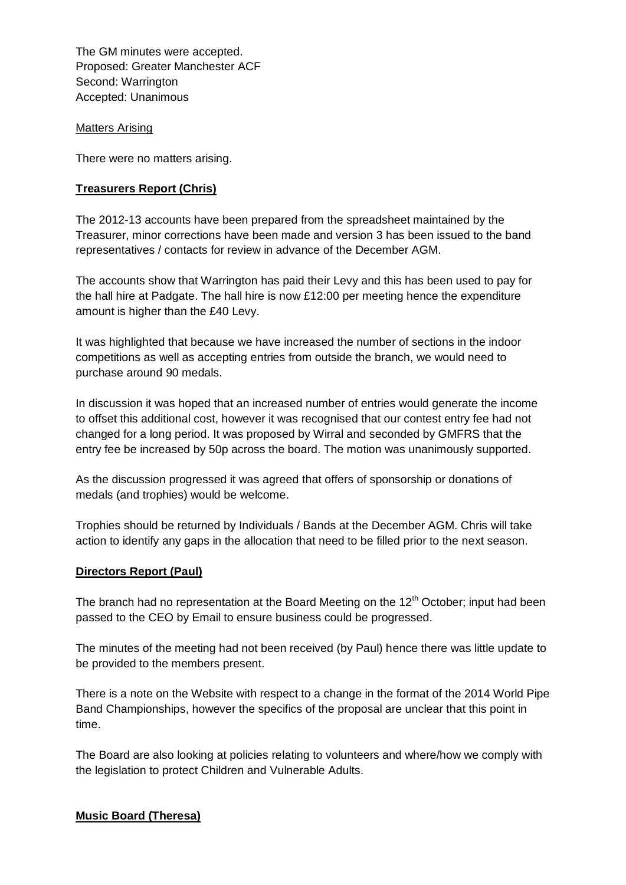The GM minutes were accepted.
Proposed: Greater Manchester ACF
Second: Warrington
Accepted: Unanimous

Matters Arising

There were no matters arising.

**Treasurers Report (Chris)**

The 2012-13 accounts have been prepared from the spreadsheet maintained by the Treasurer, minor corrections have been made and version 3 has been issued to the band representatives / contacts for review in advance of the December AGM.

The accounts show that Warrington has paid their Levy and this has been used to pay for the hall hire at Padgate. The hall hire is now £12:00 per meeting hence the expenditure amount is higher than the £40 Levy.

It was highlighted that because we have increased the number of sections in the indoor competitions as well as accepting entries from outside the branch, we would need to purchase around 90 medals.

In discussion it was hoped that an increased number of entries would generate the income to offset this additional cost, however it was recognised that our contest entry fee had not changed for a long period. It was proposed by Wirral and seconded by GMFRS that the entry fee be increased by 50p across the board. The motion was unanimously supported.

As the discussion progressed it was agreed that offers of sponsorship or donations of medals (and trophies) would be welcome.

Trophies should be returned by Individuals / Bands at the December AGM. Chris will take action to identify any gaps in the allocation that need to be filled prior to the next season.

**Directors Report (Paul)**

The branch had no representation at the Board Meeting on the 12th October; input had been passed to the CEO by Email to ensure business could be progressed.

The minutes of the meeting had not been received (by Paul) hence there was little update to be provided to the members present.

There is a note on the Website with respect to a change in the format of the 2014 World Pipe Band Championships, however the specifics of the proposal are unclear that this point in time.

The Board are also looking at policies relating to volunteers and where/how we comply with the legislation to protect Children and Vulnerable Adults.

**Music Board (Theresa)**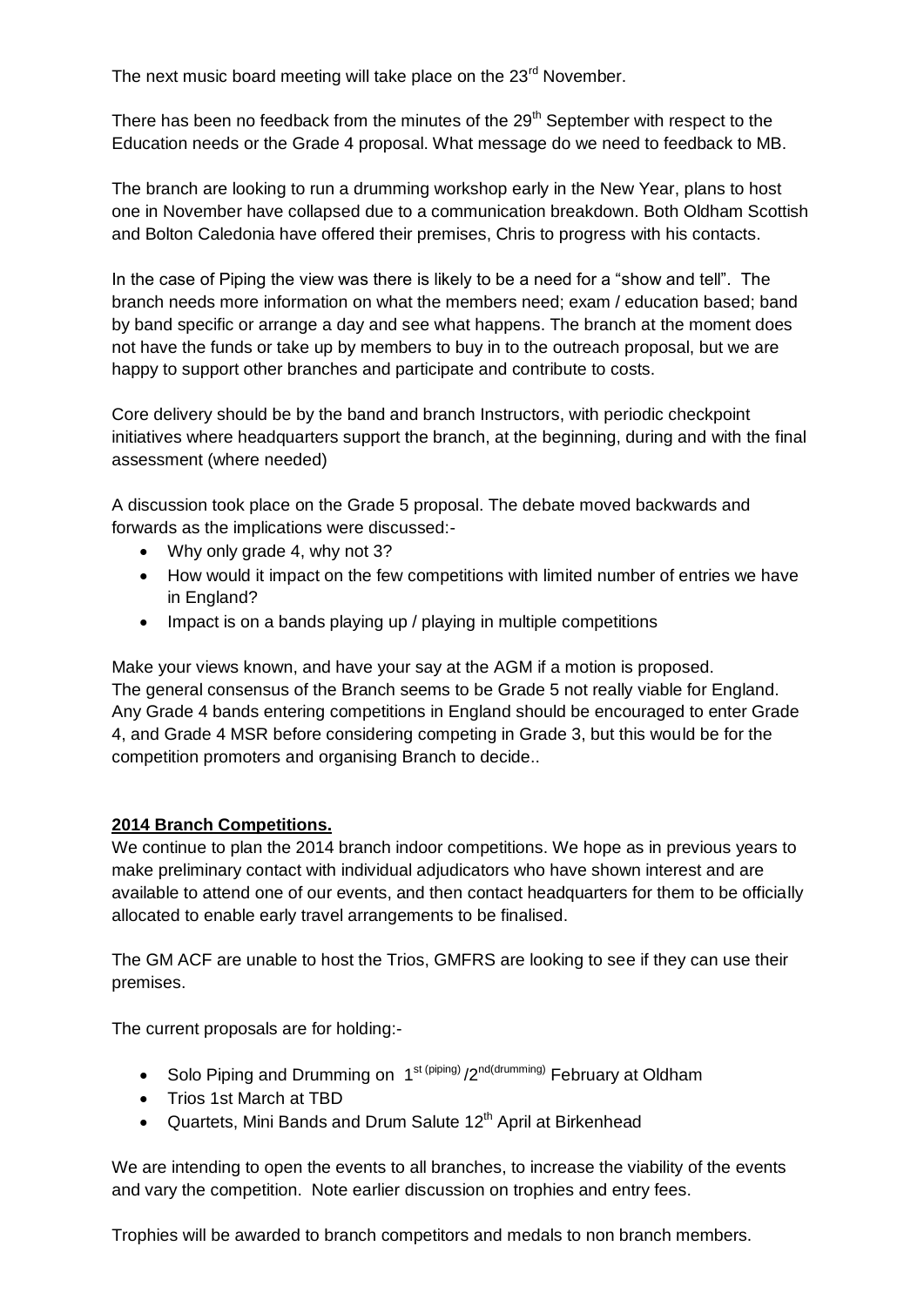The next music board meeting will take place on the 23rd November.

There has been no feedback from the minutes of the 29th September with respect to the Education needs or the Grade 4 proposal. What message do we need to feedback to MB.

The branch are looking to run a drumming workshop early in the New Year, plans to host one in November have collapsed due to a communication breakdown. Both Oldham Scottish and Bolton Caledonia have offered their premises, Chris to progress with his contacts.

In the case of Piping the view was there is likely to be a need for a "show and tell". The branch needs more information on what the members need; exam / education based; band by band specific or arrange a day and see what happens. The branch at the moment does not have the funds or take up by members to buy in to the outreach proposal, but we are happy to support other branches and participate and contribute to costs.

Core delivery should be by the band and branch Instructors, with periodic checkpoint initiatives where headquarters support the branch, at the beginning, during and with the final assessment (where needed)

A discussion took place on the Grade 5 proposal. The debate moved backwards and forwards as the implications were discussed:-

- Why only grade 4, why not 3?
- How would it impact on the few competitions with limited number of entries we have in England?
- Impact is on a bands playing up / playing in multiple competitions

Make your views known, and have your say at the AGM if a motion is proposed.
The general consensus of the Branch seems to be Grade 5 not really viable for England. Any Grade 4 bands entering competitions in England should be encouraged to enter Grade 4, and Grade 4 MSR before considering competing in Grade 3, but this would be for the competition promoters and organising Branch to decide..

**2014 Branch Competitions.**

We continue to plan the 2014 branch indoor competitions. We hope as in previous years to make preliminary contact with individual adjudicators who have shown interest and are available to attend one of our events, and then contact headquarters for them to be officially allocated to enable early travel arrangements to be finalised.

The GM ACF are unable to host the Trios, GMFRS are looking to see if they can use their premises.

The current proposals are for holding:-

- Solo Piping and Drumming on 1st (piping) /2nd(drumming) February at Oldham
- Trios 1st March at TBD
- Quartets, Mini Bands and Drum Salute 12th April at Birkenhead

We are intending to open the events to all branches, to increase the viability of the events and vary the competition. Note earlier discussion on trophies and entry fees.

Trophies will be awarded to branch competitors and medals to non branch members.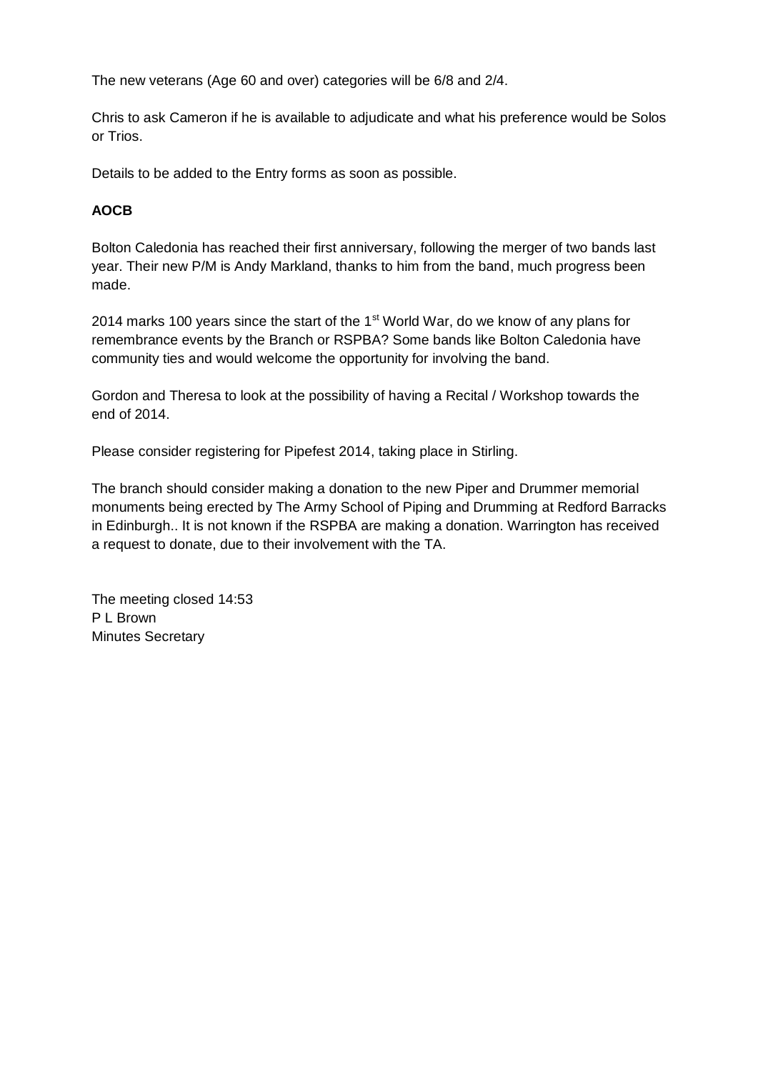The new veterans (Age 60 and over) categories will be 6/8 and 2/4.

Chris to ask Cameron if he is available to adjudicate and what his preference would be Solos or Trios.

Details to be added to the Entry forms as soon as possible.

**AOCB**

Bolton Caledonia has reached their first anniversary, following the merger of two bands last year. Their new P/M is Andy Markland, thanks to him from the band, much progress been made.

2014 marks 100 years since the start of the 1st World War, do we know of any plans for remembrance events by the Branch or RSPBA? Some bands like Bolton Caledonia have community ties and would welcome the opportunity for involving the band.

Gordon and Theresa to look at the possibility of having a Recital / Workshop towards the end of 2014.

Please consider registering for Pipefest 2014, taking place in Stirling.

The branch should consider making a donation to the new Piper and Drummer memorial monuments being erected by The Army School of Piping and Drumming at Redford Barracks in Edinburgh.. It is not known if the RSPBA are making a donation. Warrington has received a request to donate, due to their involvement with the TA.

The meeting closed 14:53  
P L Brown  
Minutes Secretary